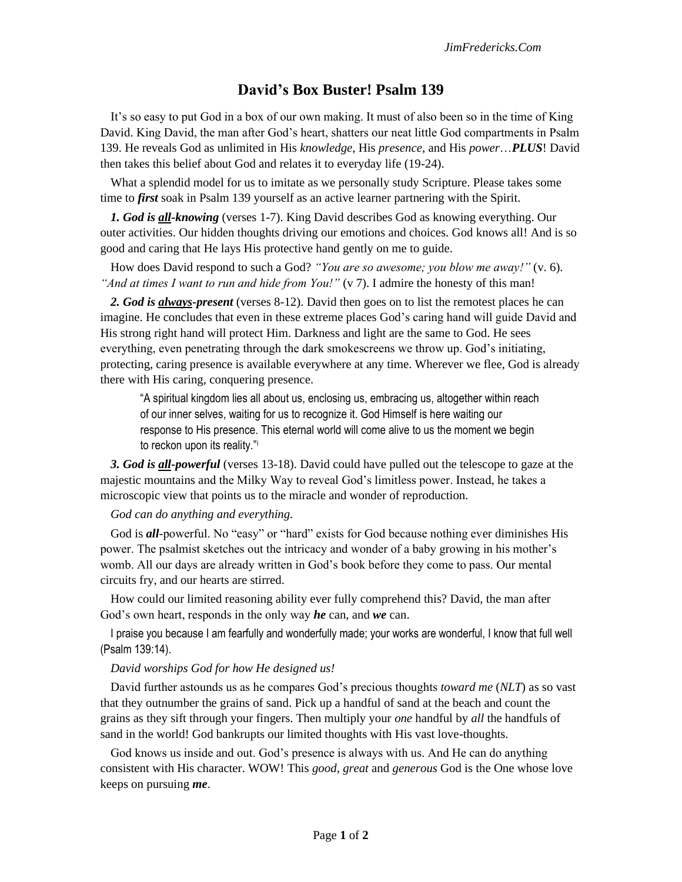# David's Box Buster! Psalm 139

It's so easy to put God in a box of our own making. It must of also been so in the time of King David. King David, the man after God's heart, shatters our neat little God compartments in Psalm 139. He reveals God as unlimited in His *knowledge*, His *presence*, and His *power*…***PLUS***! David then takes this belief about God and relates it to everyday life (19-24).

What a splendid model for us to imitate as we personally study Scripture. Please takes some time to ***first*** soak in Psalm 139 yourself as an active learner partnering with the Spirit.

***1. God is <u>all</u>-knowing*** (verses 1-7). King David describes God as knowing everything. Our outer activities. Our hidden thoughts driving our emotions and choices. God knows all! And is so good and caring that He lays His protective hand gently on me to guide.

How does David respond to such a God? *"You are so awesome; you blow me away!"* (v. 6). *"And at times I want to run and hide from You!"* (v 7). I admire the honesty of this man!

***2. God is <u>always</u>-present*** (verses 8-12). David then goes on to list the remotest places he can imagine. He concludes that even in these extreme places God's caring hand will guide David and His strong right hand will protect Him. Darkness and light are the same to God. He sees everything, even penetrating through the dark smokescreens we throw up. God's initiating, protecting, caring presence is available everywhere at any time. Wherever we flee, God is already there with His caring, conquering presence.

> "A spiritual kingdom lies all about us, enclosing us, embracing us, altogether within reach of our inner selves, waiting for us to recognize it. God Himself is here waiting our response to His presence. This eternal world will come alive to us the moment we begin to reckon upon its reality."[i]

***3. God is <u>all</u>-powerful*** (verses 13-18). David could have pulled out the telescope to gaze at the majestic mountains and the Milky Way to reveal God's limitless power. Instead, he takes a microscopic view that points us to the miracle and wonder of reproduction.

*God can do anything and everything.*

God is ***all***-powerful. No "easy" or "hard" exists for God because nothing ever diminishes His power. The psalmist sketches out the intricacy and wonder of a baby growing in his mother's womb. All our days are already written in God's book before they come to pass. Our mental circuits fry, and our hearts are stirred.

How could our limited reasoning ability ever fully comprehend this? David, the man after God's own heart, responds in the only way ***he*** can, and ***we*** can.

I praise you because I am fearfully and wonderfully made; your works are wonderful, I know that full well (Psalm 139:14).

*David worships God for how He designed us!*

David further astounds us as he compares God's precious thoughts *toward me* (*NLT*) as so vast that they outnumber the grains of sand. Pick up a handful of sand at the beach and count the grains as they sift through your fingers. Then multiply your *one* handful by *all* the handfuls of sand in the world! God bankrupts our limited thoughts with His vast love-thoughts.

God knows us inside and out. God's presence is always with us. And He can do anything consistent with His character. WOW! This *good*, *great* and *generous* God is the One whose love keeps on pursuing ***me***.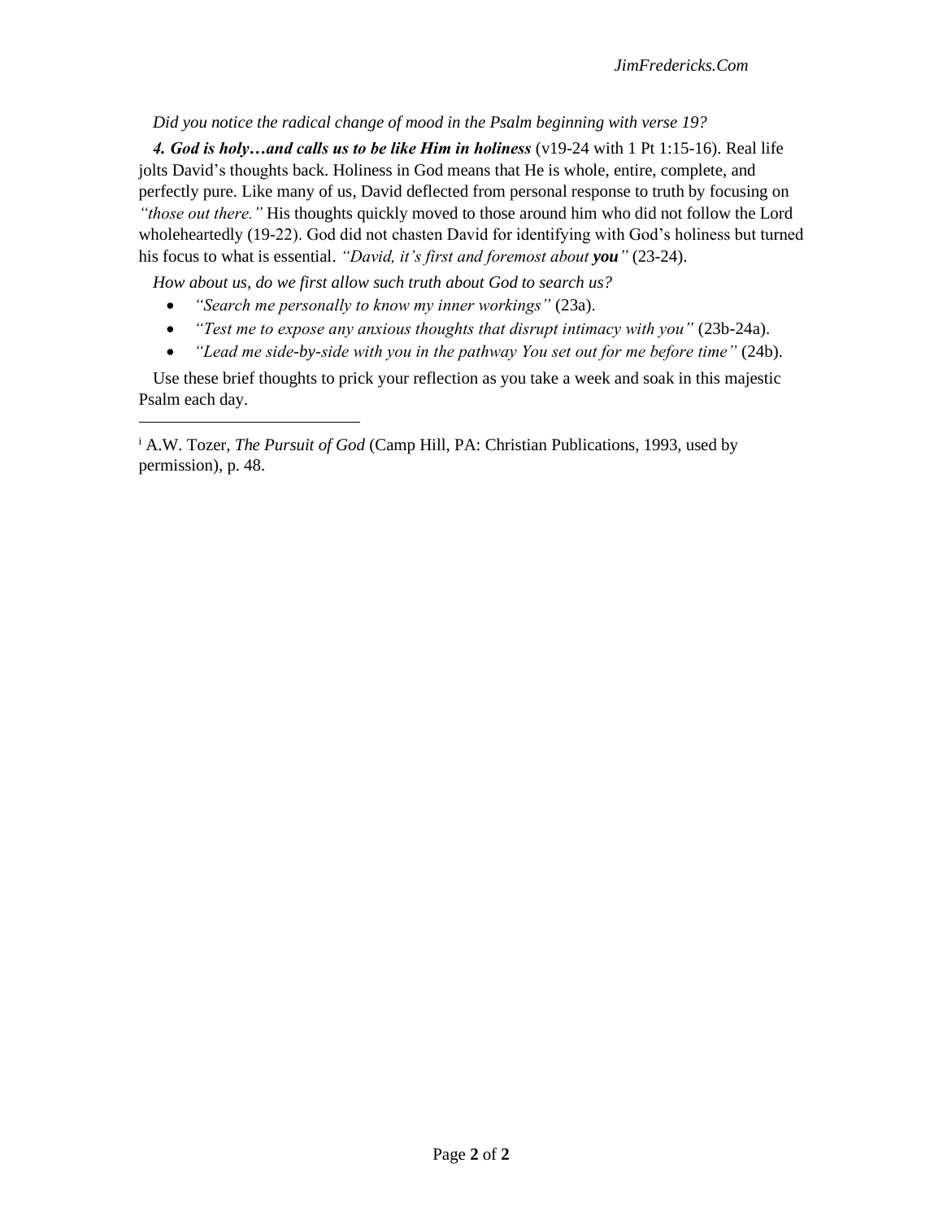*Did you notice the radical change of mood in the Psalm beginning with verse 19?*

***4. God is holy…and calls us to be like Him in holiness*** (v19-24 with 1 Pt 1:15-16). Real life jolts David's thoughts back. Holiness in God means that He is whole, entire, complete, and perfectly pure. Like many of us, David deflected from personal response to truth by focusing on *"those out there."* His thoughts quickly moved to those around him who did not follow the Lord wholeheartedly (19-22). God did not chasten David for identifying with God's holiness but turned his focus to what is essential. *"David, it's first and foremost about **you**"* (23-24).

*How about us, do we first allow such truth about God to search us?*

- *"Search me personally to know my inner workings"* (23a).
- *"Test me to expose any anxious thoughts that disrupt intimacy with you"* (23b-24a).
- *"Lead me side-by-side with you in the pathway You set out for me before time"* (24b).

Use these brief thoughts to prick your reflection as you take a week and soak in this majestic Psalm each day.

---

[i] A.W. Tozer, *The Pursuit of God* (Camp Hill, PA: Christian Publications, 1993, used by permission), p. 48.